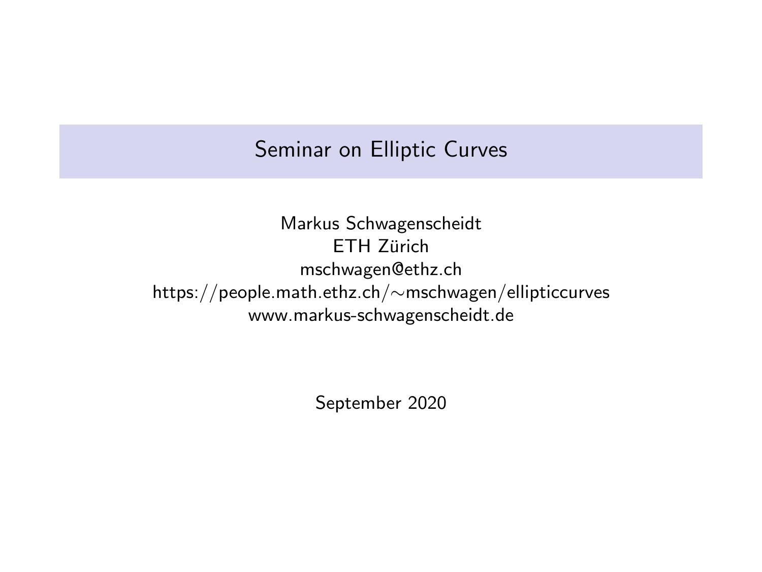# Seminar on Elliptic Curves

Markus Schwagenscheidt
ETH Zürich
mschwagen@ethz.ch
https://people.math.ethz.ch/∼mschwagen/ellipticcurves
www.markus-schwagenscheidt.de

September 2020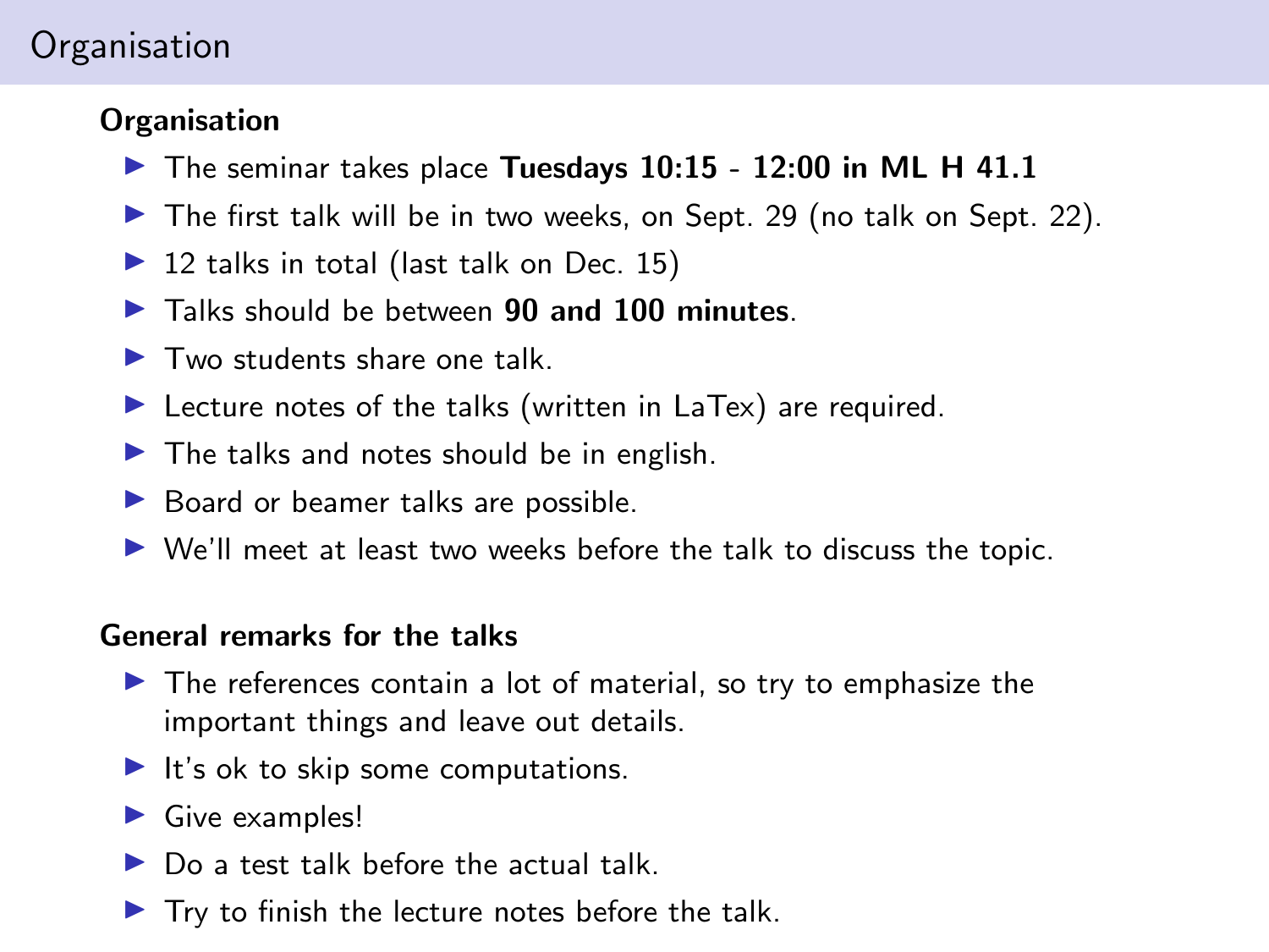# Organisation

## Organisation

- The seminar takes place **Tuesdays 10:15 - 12:00 in ML H 41.1**
- The first talk will be in two weeks, on Sept. 29 (no talk on Sept. 22).
- 12 talks in total (last talk on Dec. 15)
- Talks should be between **90 and 100 minutes**.
- Two students share one talk.
- Lecture notes of the talks (written in LaTex) are required.
- The talks and notes should be in english.
- Board or beamer talks are possible.
- We'll meet at least two weeks before the talk to discuss the topic.

## General remarks for the talks

- The references contain a lot of material, so try to emphasize the important things and leave out details.
- It's ok to skip some computations.
- Give examples!
- Do a test talk before the actual talk.
- Try to finish the lecture notes before the talk.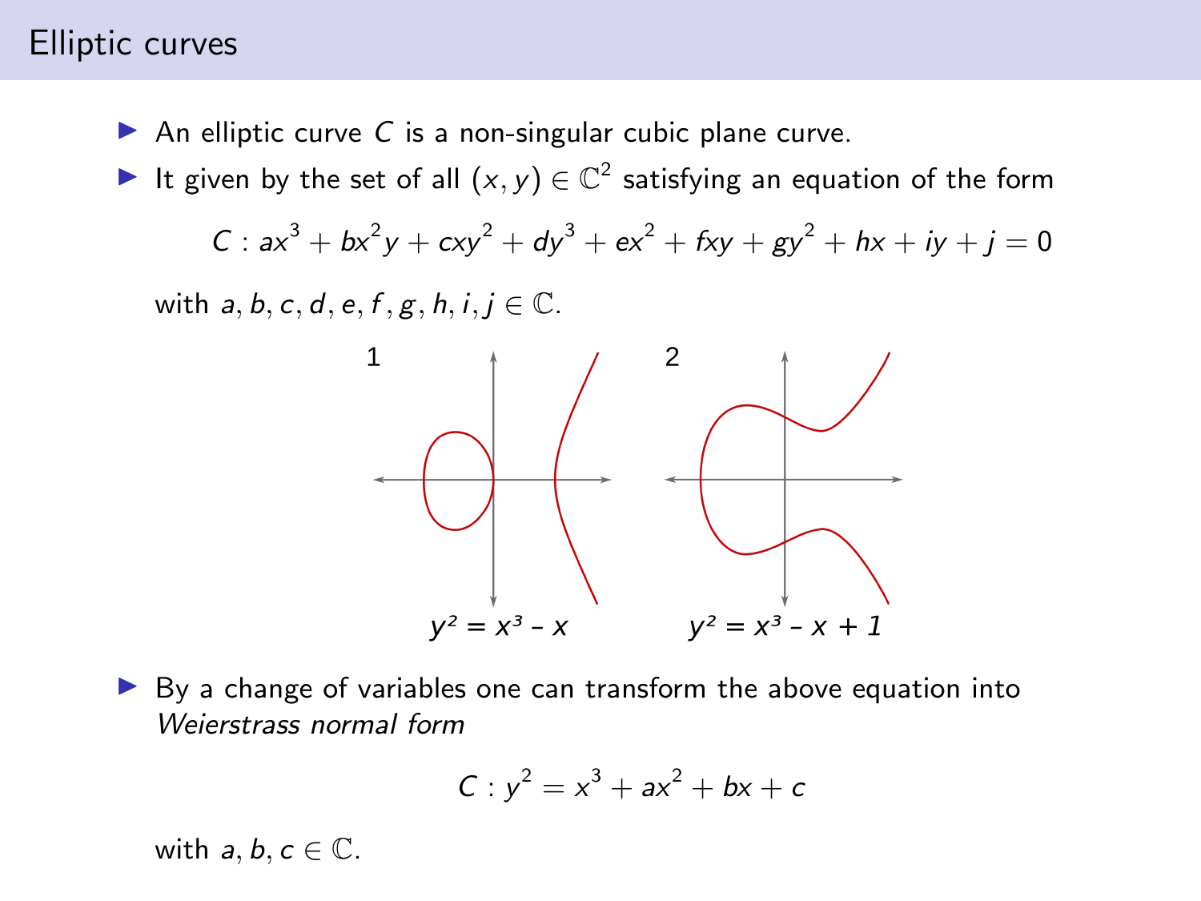## Elliptic curves

- An elliptic curve $C$ is a non-singular cubic plane curve.
- It given by the set of all $(x, y) \in \mathbb{C}^2$ satisfying an equation of the form

$$C : ax^3 + bx^2y + cxy^2 + dy^3 + ex^2 + fxy + gy^2 + hx + iy + j = 0$$

with $a, b, c, d, e, f, g, h, i, j \in \mathbb{C}$.

1 $y^2 = x^3 - x$

2 $y^2 = x^3 - x + 1$

- By a change of variables one can transform the above equation into *Weierstrass normal form*

$$C : y^2 = x^3 + ax^2 + bx + c$$

with $a, b, c \in \mathbb{C}$.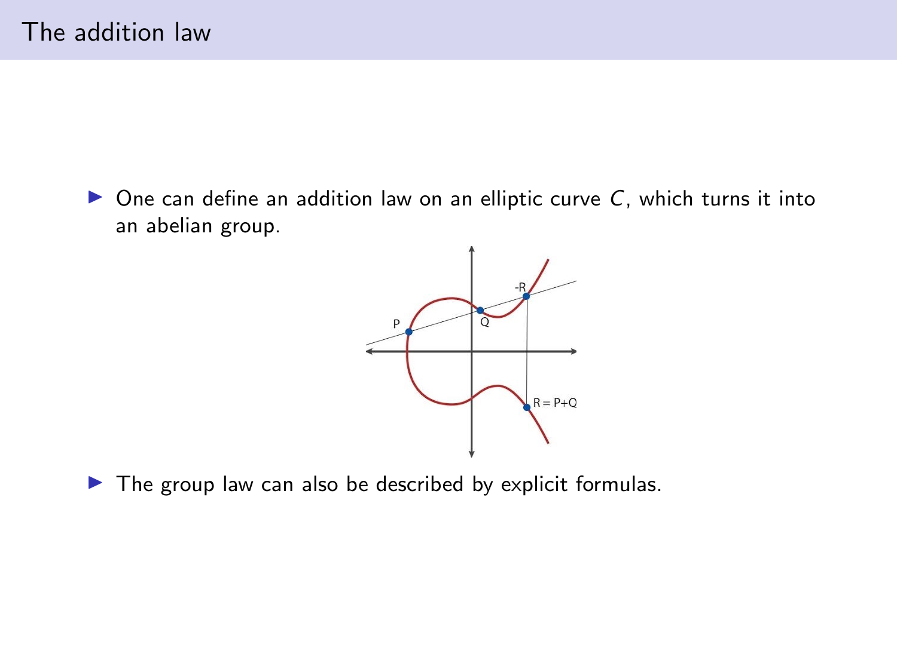# The addition law

- One can define an addition law on an elliptic curve $C$, which turns it into an abelian group.

- The group law can also be described by explicit formulas.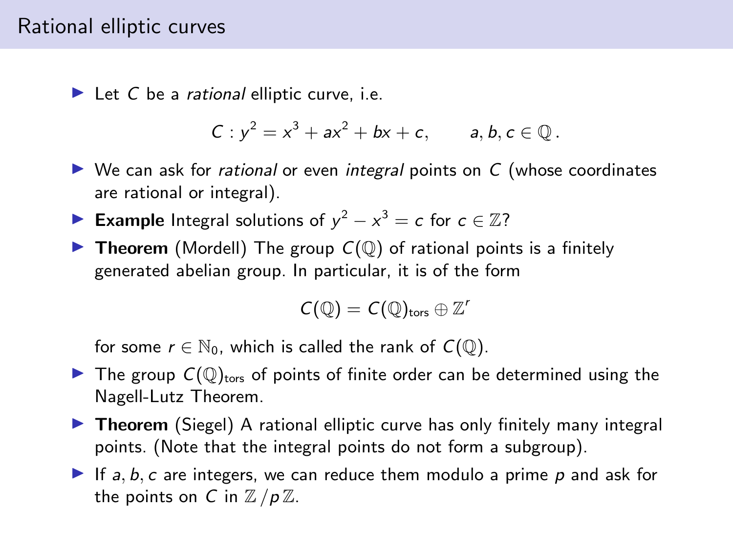## Rational elliptic curves

- Let $C$ be a *rational* elliptic curve, i.e.

$$C : y^2 = x^3 + ax^2 + bx + c, \qquad a, b, c \in \mathbb{Q}\,.$$

- We can ask for *rational* or even *integral* points on $C$ (whose coordinates are rational or integral).
- **Example** Integral solutions of $y^2 - x^3 = c$ for $c \in \mathbb{Z}$?
- **Theorem** (Mordell) The group $C(\mathbb{Q})$ of rational points is a finitely generated abelian group. In particular, it is of the form

$$C(\mathbb{Q}) = C(\mathbb{Q})_{\text{tors}} \oplus \mathbb{Z}^r$$

  for some $r \in \mathbb{N}_0$, which is called the rank of $C(\mathbb{Q})$.
- The group $C(\mathbb{Q})_{\text{tors}}$ of points of finite order can be determined using the Nagell-Lutz Theorem.
- **Theorem** (Siegel) A rational elliptic curve has only finitely many integral points. (Note that the integral points do not form a subgroup).
- If $a, b, c$ are integers, we can reduce them modulo a prime $p$ and ask for the points on $C$ in $\mathbb{Z}\,/p\,\mathbb{Z}$.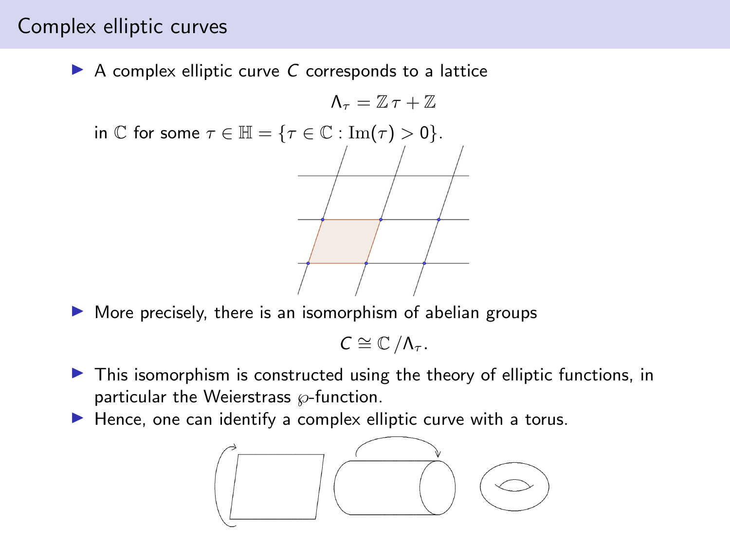## Complex elliptic curves

- A complex elliptic curve $C$ corresponds to a lattice

$$\Lambda_\tau = \mathbb{Z}\tau + \mathbb{Z}$$

in $\mathbb{C}$ for some $\tau \in \mathbb{H} = \{\tau \in \mathbb{C} : \mathrm{Im}(\tau) > 0\}$.

- More precisely, there is an isomorphism of abelian groups

$$C \cong \mathbb{C}/\Lambda_\tau.$$

- This isomorphism is constructed using the theory of elliptic functions, in particular the Weierstrass $\wp$-function.
- Hence, one can identify a complex elliptic curve with a torus.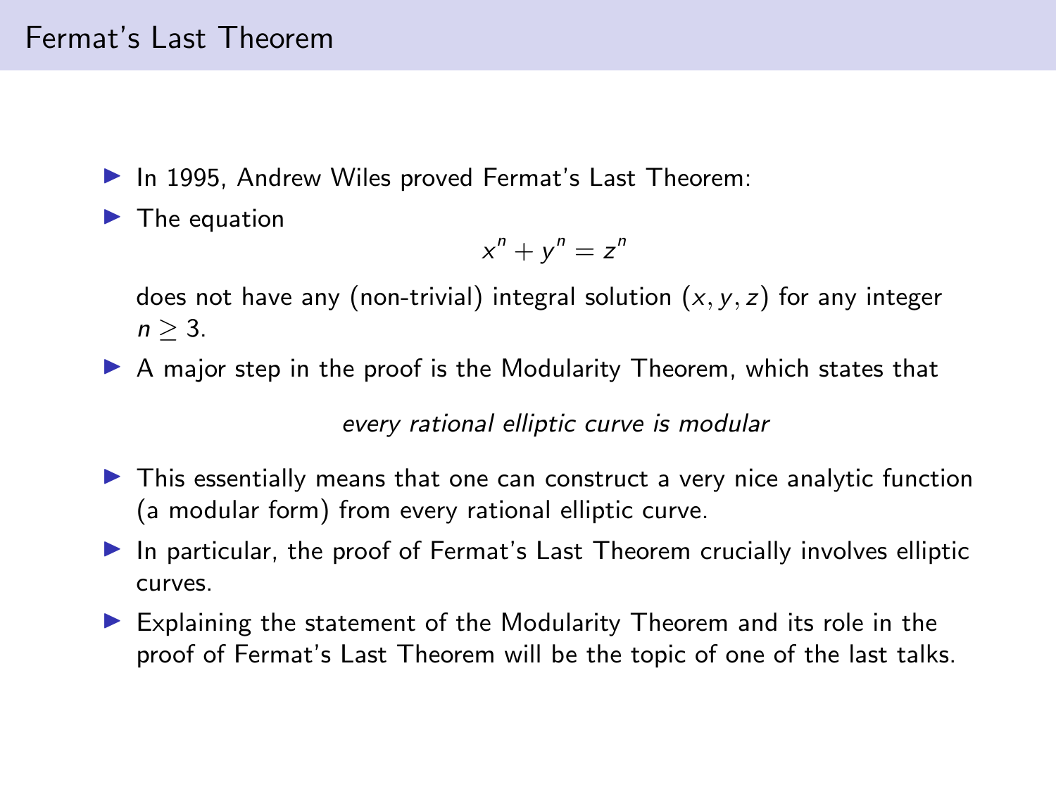# Fermat's Last Theorem

- In 1995, Andrew Wiles proved Fermat's Last Theorem:
- The equation

$$x^n + y^n = z^n$$

  does not have any (non-trivial) integral solution $(x, y, z)$ for any integer $n \geq 3$.
- A major step in the proof is the Modularity Theorem, which states that

  *every rational elliptic curve is modular*

- This essentially means that one can construct a very nice analytic function (a modular form) from every rational elliptic curve.
- In particular, the proof of Fermat's Last Theorem crucially involves elliptic curves.
- Explaining the statement of the Modularity Theorem and its role in the proof of Fermat's Last Theorem will be the topic of one of the last talks.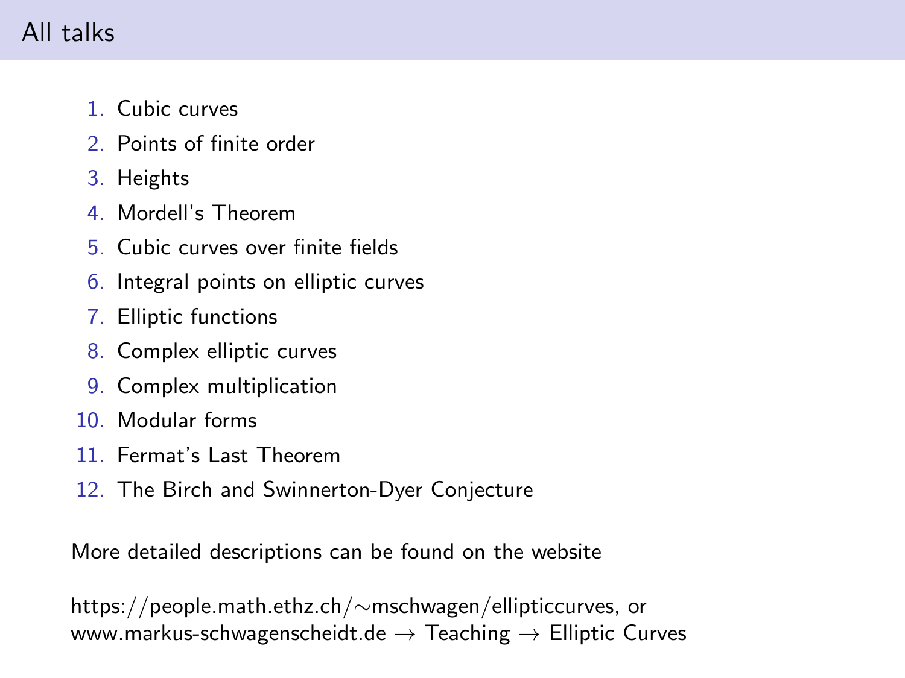# All talks

1. Cubic curves
2. Points of finite order
3. Heights
4. Mordell's Theorem
5. Cubic curves over finite fields
6. Integral points on elliptic curves
7. Elliptic functions
8. Complex elliptic curves
9. Complex multiplication
10. Modular forms
11. Fermat's Last Theorem
12. The Birch and Swinnerton-Dyer Conjecture

More detailed descriptions can be found on the website

https://people.math.ethz.ch/∼mschwagen/ellipticcurves, or
www.markus-schwagenscheidt.de → Teaching → Elliptic Curves